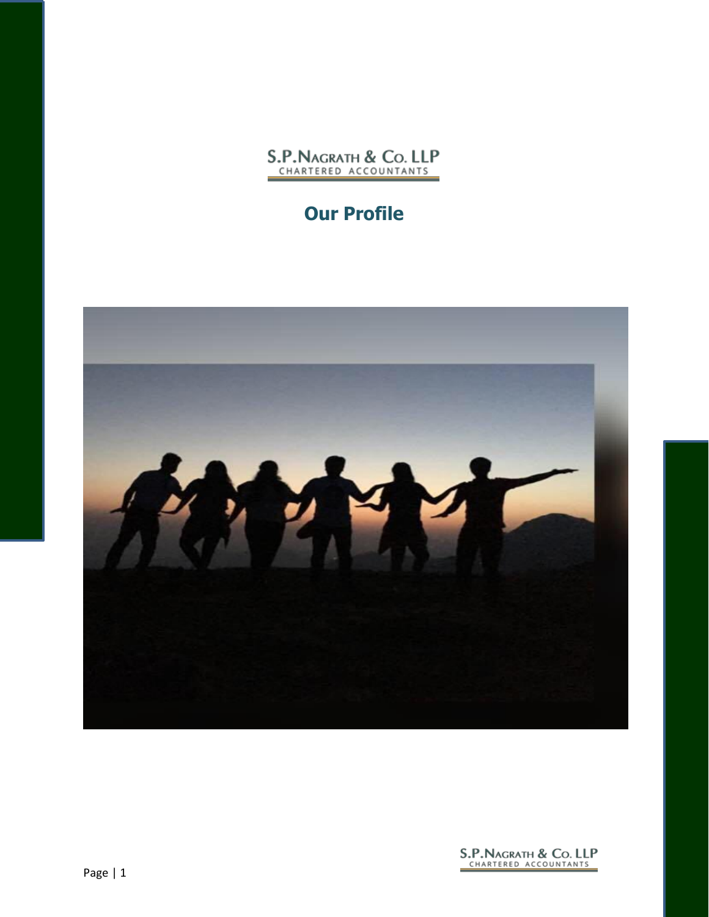S.P.NAGRATH & CO. LLP
CHARTERED ACCOUNTANTS

# Our Profile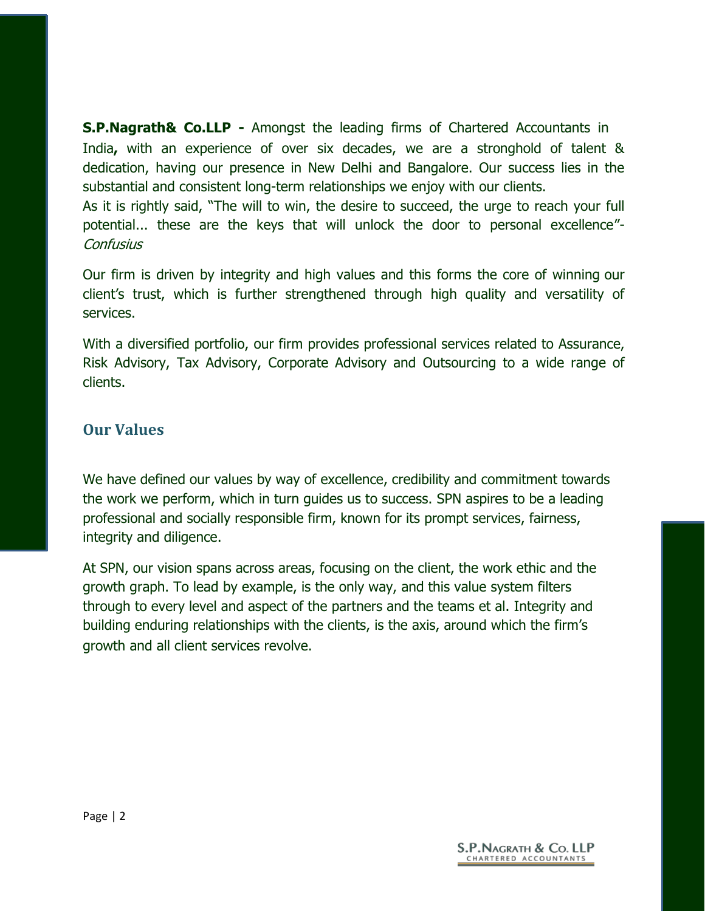**S.P.Nagrath& Co.LLP -** Amongst the leading firms of Chartered Accountants in India**,** with an experience of over six decades, we are a stronghold of talent & dedication, having our presence in New Delhi and Bangalore. Our success lies in the substantial and consistent long-term relationships we enjoy with our clients.

As it is rightly said, "The will to win, the desire to succeed, the urge to reach your full potential... these are the keys that will unlock the door to personal excellence"- *Confusius*

Our firm is driven by integrity and high values and this forms the core of winning our client's trust, which is further strengthened through high quality and versatility of services.

With a diversified portfolio, our firm provides professional services related to Assurance, Risk Advisory, Tax Advisory, Corporate Advisory and Outsourcing to a wide range of clients.

## Our Values

We have defined our values by way of excellence, credibility and commitment towards the work we perform, which in turn guides us to success. SPN aspires to be a leading professional and socially responsible firm, known for its prompt services, fairness, integrity and diligence.

At SPN, our vision spans across areas, focusing on the client, the work ethic and the growth graph. To lead by example, is the only way, and this value system filters through to every level and aspect of the partners and the teams et al. Integrity and building enduring relationships with the clients, is the axis, around which the firm's growth and all client services revolve.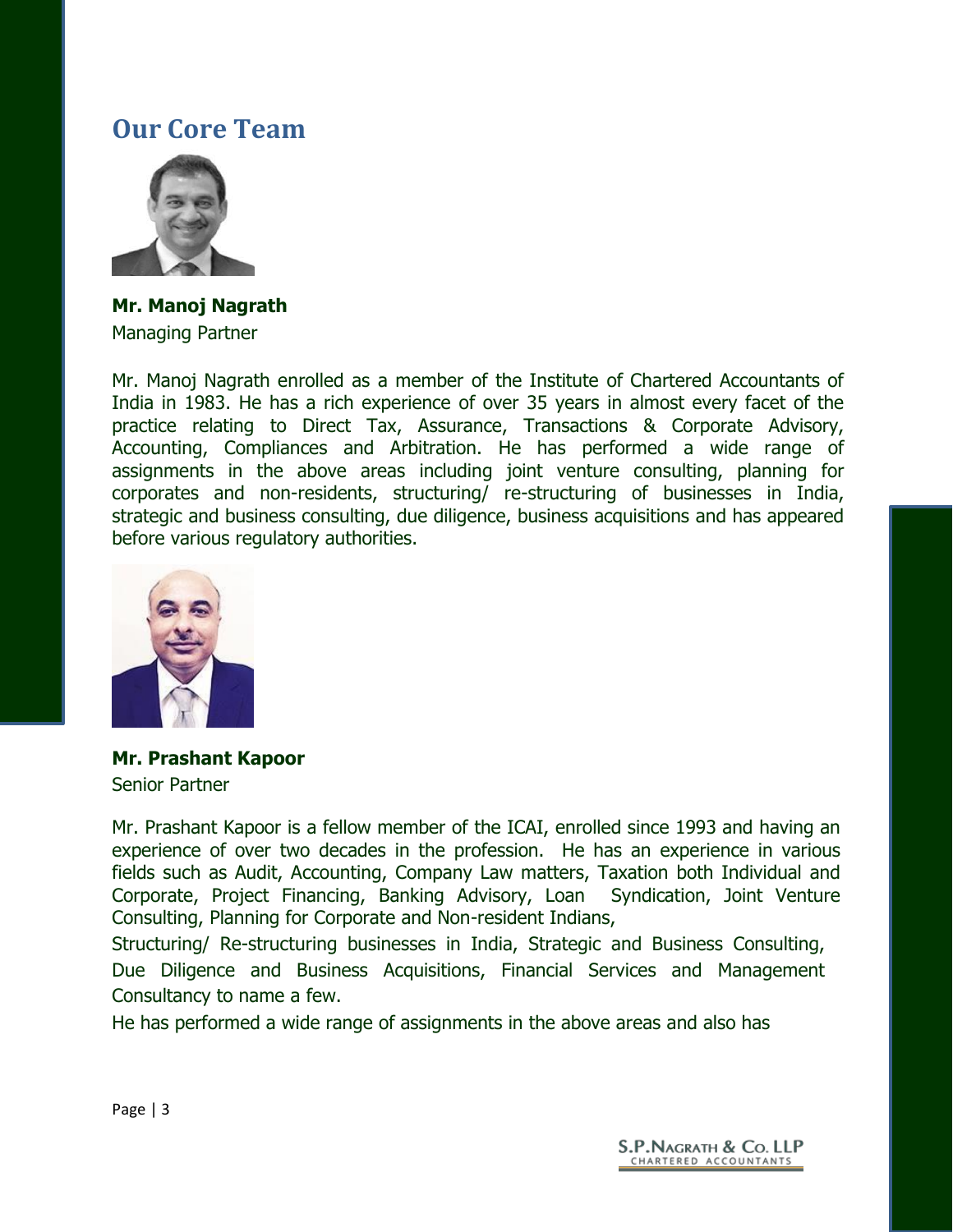## Our Core Team

**Mr. Manoj Nagrath**
Managing Partner

Mr. Manoj Nagrath enrolled as a member of the Institute of Chartered Accountants of India in 1983. He has a rich experience of over 35 years in almost every facet of the practice relating to Direct Tax, Assurance, Transactions & Corporate Advisory, Accounting, Compliances and Arbitration. He has performed a wide range of assignments in the above areas including joint venture consulting, planning for corporates and non-residents, structuring/ re-structuring of businesses in India, strategic and business consulting, due diligence, business acquisitions and has appeared before various regulatory authorities.

**Mr. Prashant Kapoor**
Senior Partner

Mr. Prashant Kapoor is a fellow member of the ICAI, enrolled since 1993 and having an experience of over two decades in the profession. He has an experience in various fields such as Audit, Accounting, Company Law matters, Taxation both Individual and Corporate, Project Financing, Banking Advisory, Loan Syndication, Joint Venture Consulting, Planning for Corporate and Non-resident Indians,

Structuring/ Re-structuring businesses in India, Strategic and Business Consulting, Due Diligence and Business Acquisitions, Financial Services and Management Consultancy to name a few.

He has performed a wide range of assignments in the above areas and also has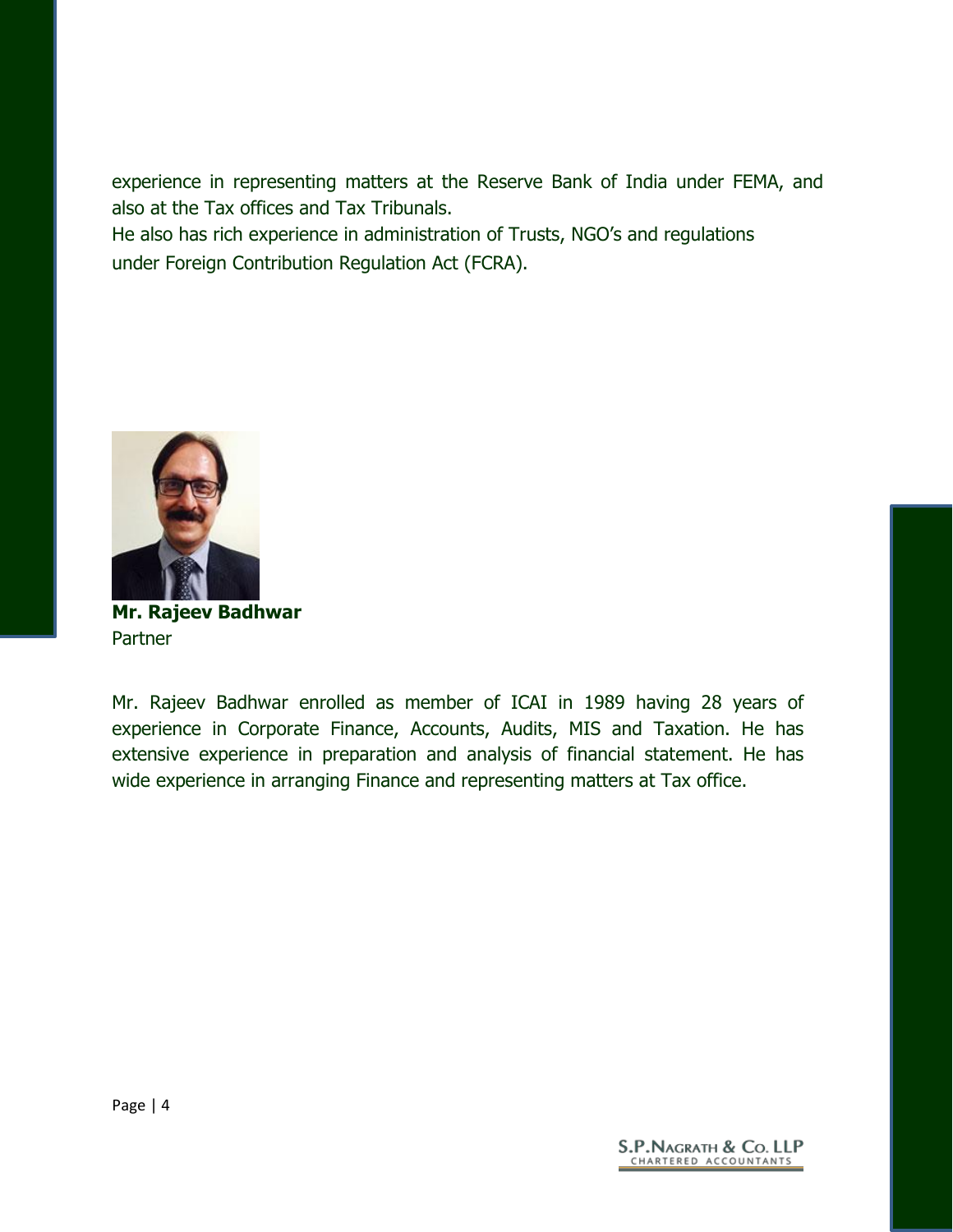experience in representing matters at the Reserve Bank of India under FEMA, and also at the Tax offices and Tax Tribunals.
He also has rich experience in administration of Trusts, NGO's and regulations under Foreign Contribution Regulation Act (FCRA).

**Mr. Rajeev Badhwar**
Partner

Mr. Rajeev Badhwar enrolled as member of ICAI in 1989 having 28 years of experience in Corporate Finance, Accounts, Audits, MIS and Taxation. He has extensive experience in preparation and analysis of financial statement. He has wide experience in arranging Finance and representing matters at Tax office.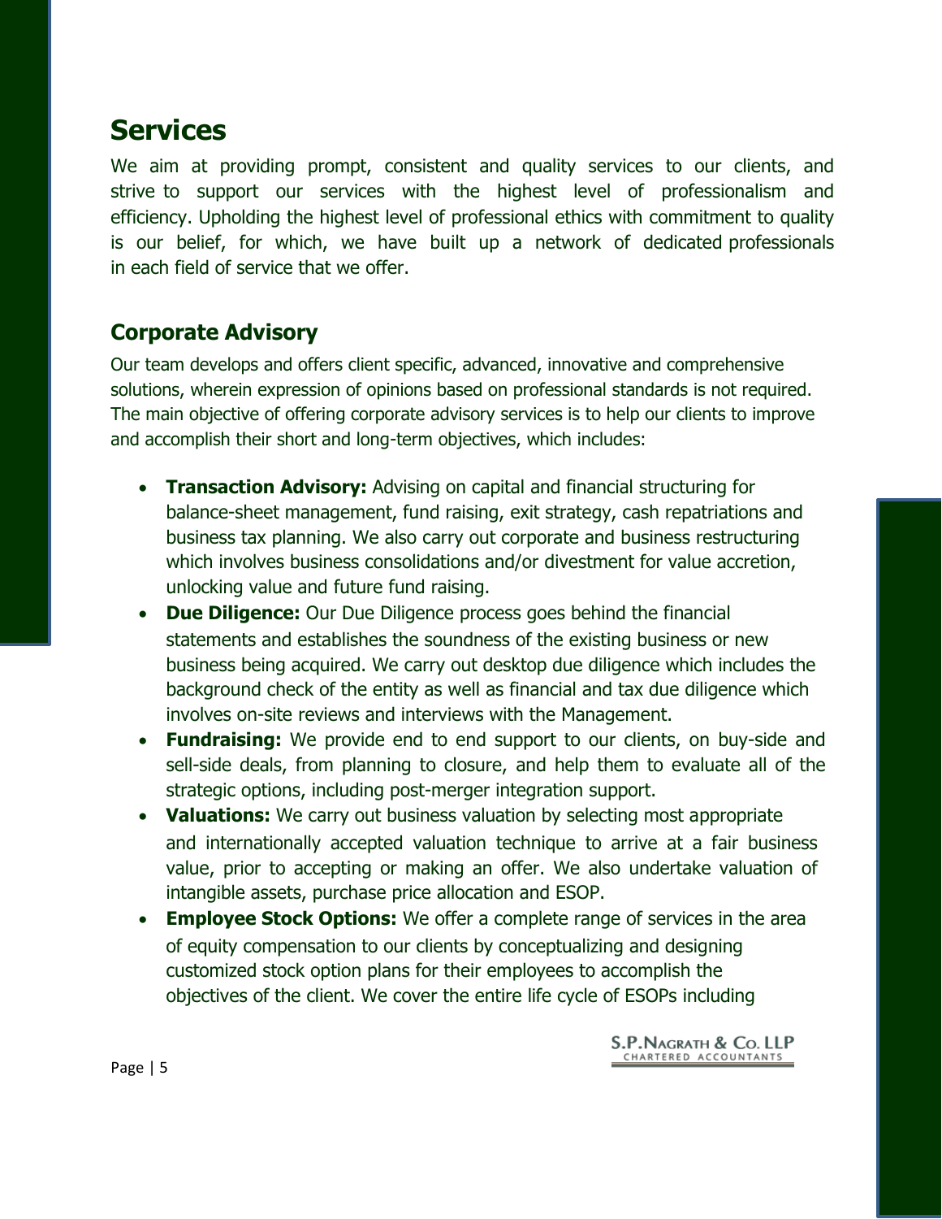# Services

We aim at providing prompt, consistent and quality services to our clients, and strive to support our services with the highest level of professionalism and efficiency. Upholding the highest level of professional ethics with commitment to quality is our belief, for which, we have built up a network of dedicated professionals in each field of service that we offer.

## Corporate Advisory

Our team develops and offers client specific, advanced, innovative and comprehensive solutions, wherein expression of opinions based on professional standards is not required. The main objective of offering corporate advisory services is to help our clients to improve and accomplish their short and long-term objectives, which includes:

- **Transaction Advisory:** Advising on capital and financial structuring for balance-sheet management, fund raising, exit strategy, cash repatriations and business tax planning. We also carry out corporate and business restructuring which involves business consolidations and/or divestment for value accretion, unlocking value and future fund raising.
- **Due Diligence:** Our Due Diligence process goes behind the financial statements and establishes the soundness of the existing business or new business being acquired. We carry out desktop due diligence which includes the background check of the entity as well as financial and tax due diligence which involves on-site reviews and interviews with the Management.
- **Fundraising:** We provide end to end support to our clients, on buy-side and sell-side deals, from planning to closure, and help them to evaluate all of the strategic options, including post-merger integration support.
- **Valuations:** We carry out business valuation by selecting most appropriate and internationally accepted valuation technique to arrive at a fair business value, prior to accepting or making an offer. We also undertake valuation of intangible assets, purchase price allocation and ESOP.
- **Employee Stock Options:** We offer a complete range of services in the area of equity compensation to our clients by conceptualizing and designing customized stock option plans for their employees to accomplish the objectives of the client. We cover the entire life cycle of ESOPs including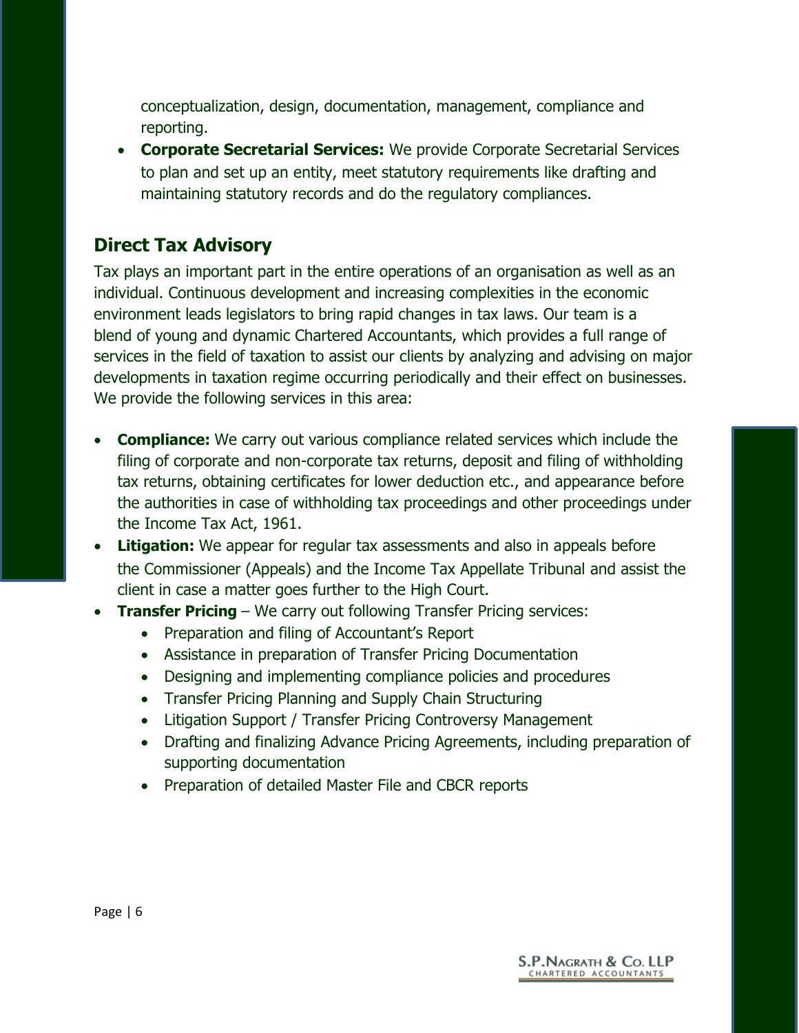conceptualization, design, documentation, management, compliance and reporting.

- **Corporate Secretarial Services:** We provide Corporate Secretarial Services to plan and set up an entity, meet statutory requirements like drafting and maintaining statutory records and do the regulatory compliances.

## Direct Tax Advisory

Tax plays an important part in the entire operations of an organisation as well as an individual. Continuous development and increasing complexities in the economic environment leads legislators to bring rapid changes in tax laws. Our team is a blend of young and dynamic Chartered Accountants, which provides a full range of services in the field of taxation to assist our clients by analyzing and advising on major developments in taxation regime occurring periodically and their effect on businesses. We provide the following services in this area:

- **Compliance:** We carry out various compliance related services which include the filing of corporate and non-corporate tax returns, deposit and filing of withholding tax returns, obtaining certificates for lower deduction etc., and appearance before the authorities in case of withholding tax proceedings and other proceedings under the Income Tax Act, 1961.
- **Litigation:** We appear for regular tax assessments and also in appeals before the Commissioner (Appeals) and the Income Tax Appellate Tribunal and assist the client in case a matter goes further to the High Court.
- **Transfer Pricing** – We carry out following Transfer Pricing services:
  - Preparation and filing of Accountant's Report
  - Assistance in preparation of Transfer Pricing Documentation
  - Designing and implementing compliance policies and procedures
  - Transfer Pricing Planning and Supply Chain Structuring
  - Litigation Support / Transfer Pricing Controversy Management
  - Drafting and finalizing Advance Pricing Agreements, including preparation of supporting documentation
  - Preparation of detailed Master File and CBCR reports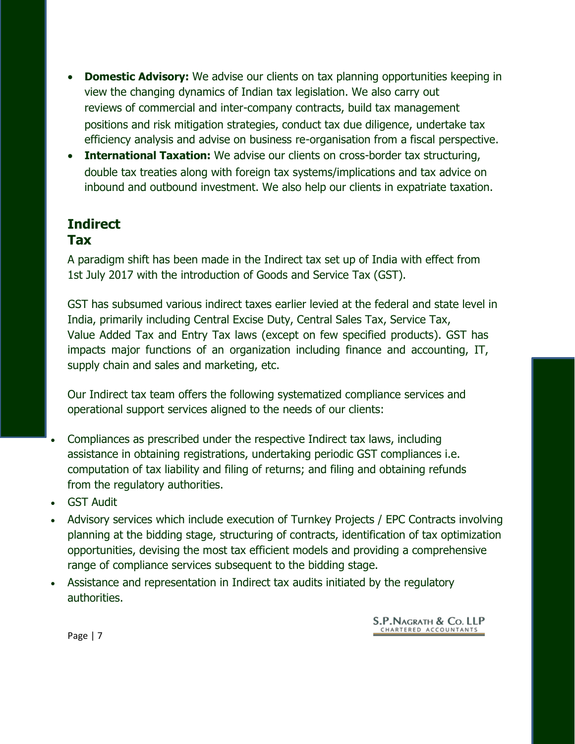- **Domestic Advisory:** We advise our clients on tax planning opportunities keeping in view the changing dynamics of Indian tax legislation. We also carry out reviews of commercial and inter-company contracts, build tax management positions and risk mitigation strategies, conduct tax due diligence, undertake tax efficiency analysis and advise on business re-organisation from a fiscal perspective.
- **International Taxation:** We advise our clients on cross-border tax structuring, double tax treaties along with foreign tax systems/implications and tax advice on inbound and outbound investment. We also help our clients in expatriate taxation.

## Indirect Tax

A paradigm shift has been made in the Indirect tax set up of India with effect from 1st July 2017 with the introduction of Goods and Service Tax (GST).

GST has subsumed various indirect taxes earlier levied at the federal and state level in India, primarily including Central Excise Duty, Central Sales Tax, Service Tax, Value Added Tax and Entry Tax laws (except on few specified products). GST has impacts major functions of an organization including finance and accounting, IT, supply chain and sales and marketing, etc.

Our Indirect tax team offers the following systematized compliance services and operational support services aligned to the needs of our clients:

- Compliances as prescribed under the respective Indirect tax laws, including assistance in obtaining registrations, undertaking periodic GST compliances i.e. computation of tax liability and filing of returns; and filing and obtaining refunds from the regulatory authorities.
- GST Audit
- Advisory services which include execution of Turnkey Projects / EPC Contracts involving planning at the bidding stage, structuring of contracts, identification of tax optimization opportunities, devising the most tax efficient models and providing a comprehensive range of compliance services subsequent to the bidding stage.
- Assistance and representation in Indirect tax audits initiated by the regulatory authorities.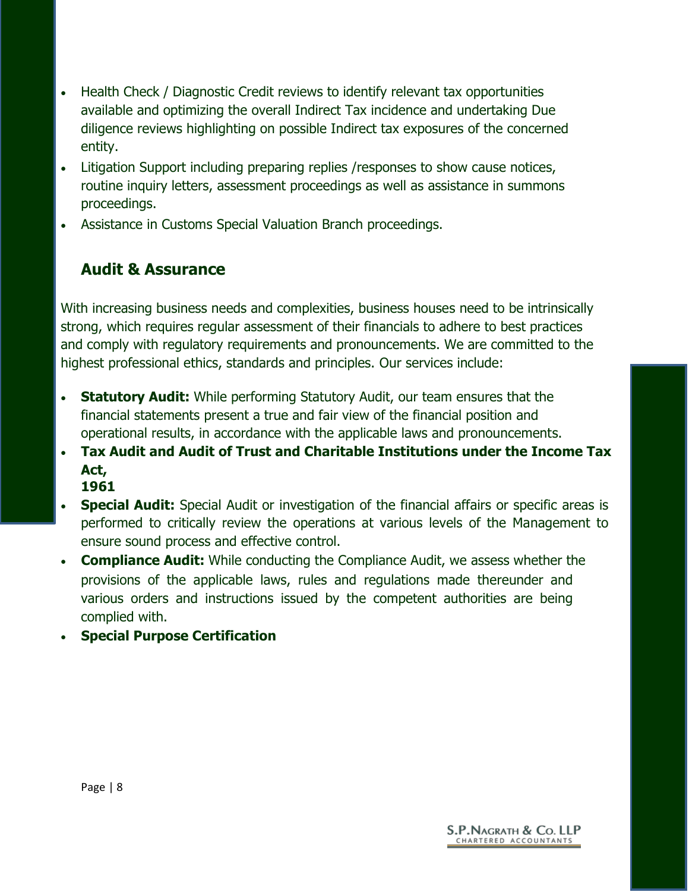- Health Check / Diagnostic Credit reviews to identify relevant tax opportunities available and optimizing the overall Indirect Tax incidence and undertaking Due diligence reviews highlighting on possible Indirect tax exposures of the concerned entity.
- Litigation Support including preparing replies /responses to show cause notices, routine inquiry letters, assessment proceedings as well as assistance in summons proceedings.
- Assistance in Customs Special Valuation Branch proceedings.

## Audit & Assurance

With increasing business needs and complexities, business houses need to be intrinsically strong, which requires regular assessment of their financials to adhere to best practices and comply with regulatory requirements and pronouncements. We are committed to the highest professional ethics, standards and principles. Our services include:

- **Statutory Audit:** While performing Statutory Audit, our team ensures that the financial statements present a true and fair view of the financial position and operational results, in accordance with the applicable laws and pronouncements.
- **Tax Audit and Audit of Trust and Charitable Institutions under the Income Tax Act, 1961**
- **Special Audit:** Special Audit or investigation of the financial affairs or specific areas is performed to critically review the operations at various levels of the Management to ensure sound process and effective control.
- **Compliance Audit:** While conducting the Compliance Audit, we assess whether the provisions of the applicable laws, rules and regulations made thereunder and various orders and instructions issued by the competent authorities are being complied with.
- **Special Purpose Certification**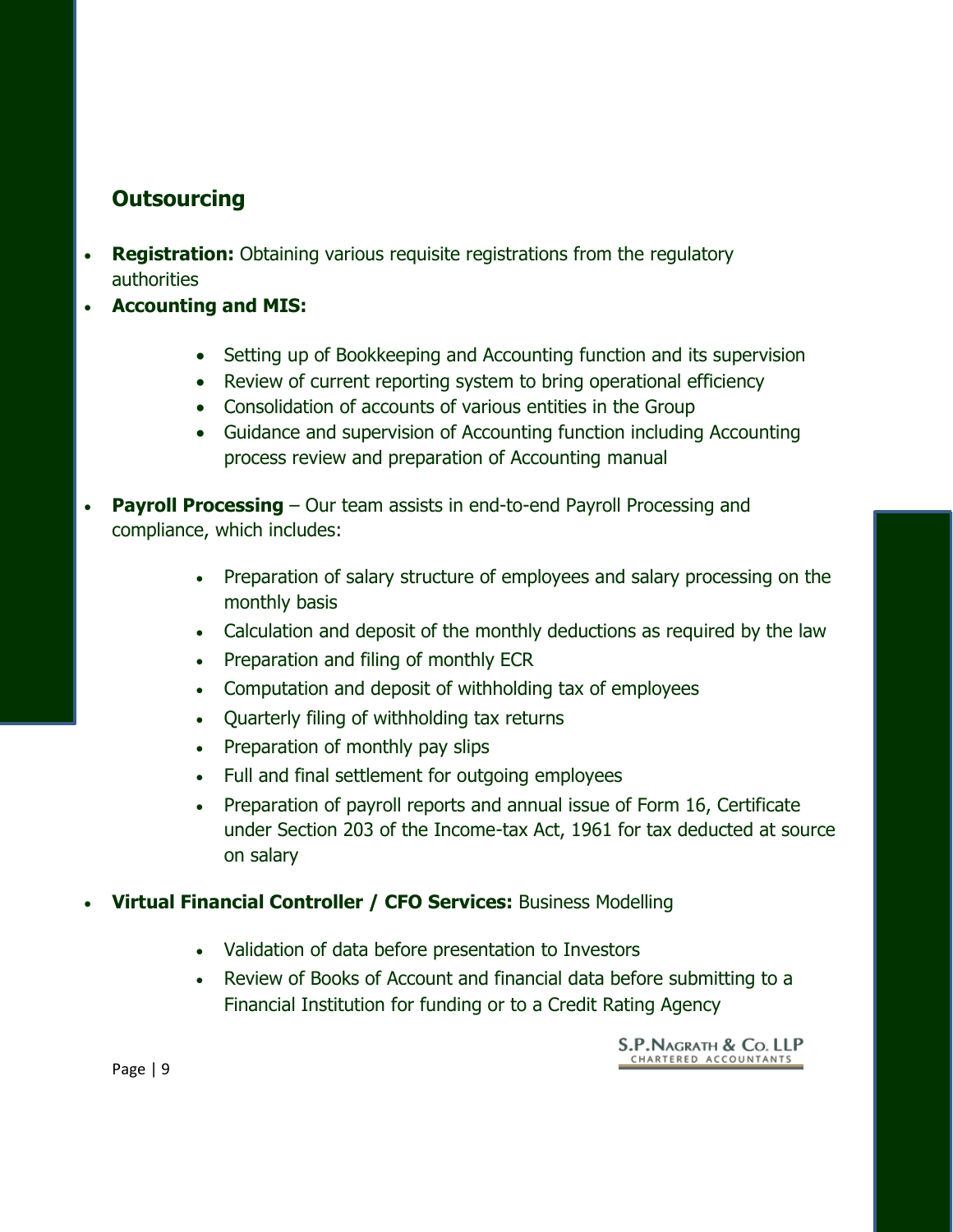## Outsourcing

- **Registration:** Obtaining various requisite registrations from the regulatory authorities
- **Accounting and MIS:**
    - Setting up of Bookkeeping and Accounting function and its supervision
    - Review of current reporting system to bring operational efficiency
    - Consolidation of accounts of various entities in the Group
    - Guidance and supervision of Accounting function including Accounting process review and preparation of Accounting manual
- **Payroll Processing** – Our team assists in end-to-end Payroll Processing and compliance, which includes:
    - Preparation of salary structure of employees and salary processing on the monthly basis
    - Calculation and deposit of the monthly deductions as required by the law
    - Preparation and filing of monthly ECR
    - Computation and deposit of withholding tax of employees
    - Quarterly filing of withholding tax returns
    - Preparation of monthly pay slips
    - Full and final settlement for outgoing employees
    - Preparation of payroll reports and annual issue of Form 16, Certificate under Section 203 of the Income-tax Act, 1961 for tax deducted at source on salary
- **Virtual Financial Controller / CFO Services:** Business Modelling
    - Validation of data before presentation to Investors
    - Review of Books of Account and financial data before submitting to a Financial Institution for funding or to a Credit Rating Agency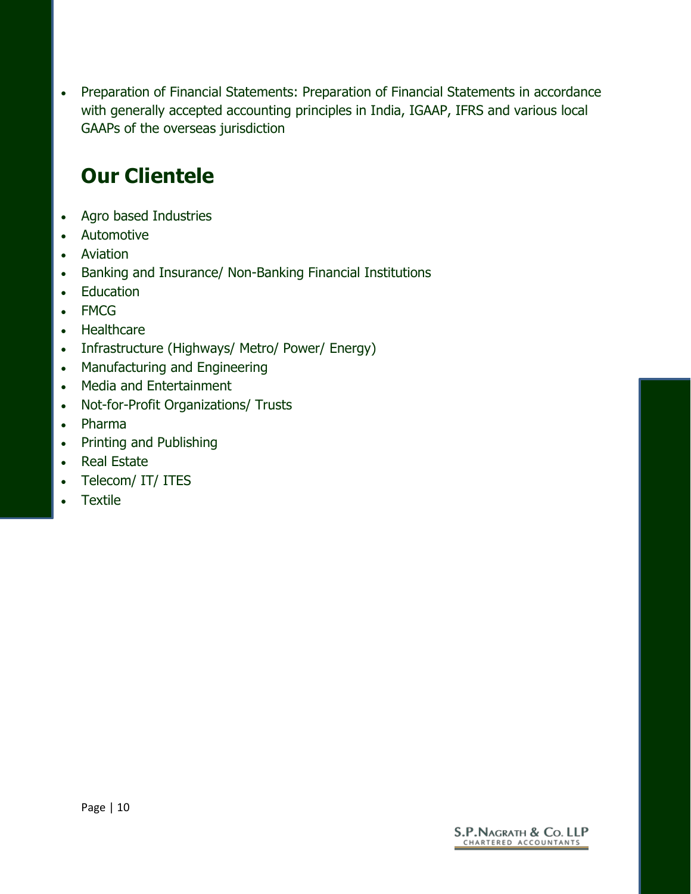- Preparation of Financial Statements: Preparation of Financial Statements in accordance with generally accepted accounting principles in India, IGAAP, IFRS and various local GAAPs of the overseas jurisdiction

## Our Clientele

- Agro based Industries
- Automotive
- Aviation
- Banking and Insurance/ Non-Banking Financial Institutions
- Education
- FMCG
- Healthcare
- Infrastructure (Highways/ Metro/ Power/ Energy)
- Manufacturing and Engineering
- Media and Entertainment
- Not-for-Profit Organizations/ Trusts
- Pharma
- Printing and Publishing
- Real Estate
- Telecom/ IT/ ITES
- Textile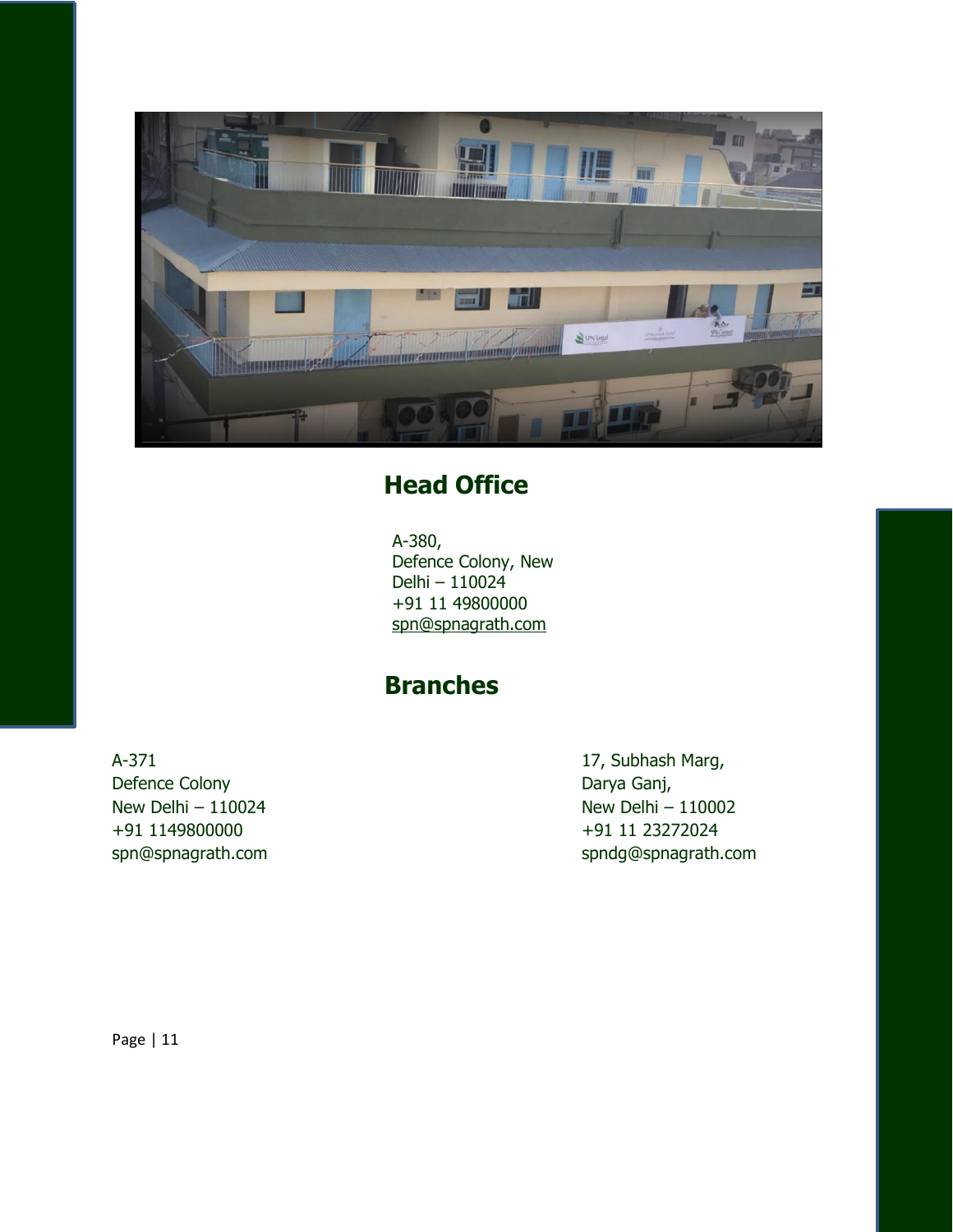## Head Office

A-380,
Defence Colony, New
Delhi – 110024
+91 11 49800000
spn@spnagrath.com

## Branches

A-371
Defence Colony
New Delhi – 110024
+91 1149800000
spn@spnagrath.com

17, Subhash Marg,
Darya Ganj,
New Delhi – 110002
+91 11 23272024
spndg@spnagrath.com